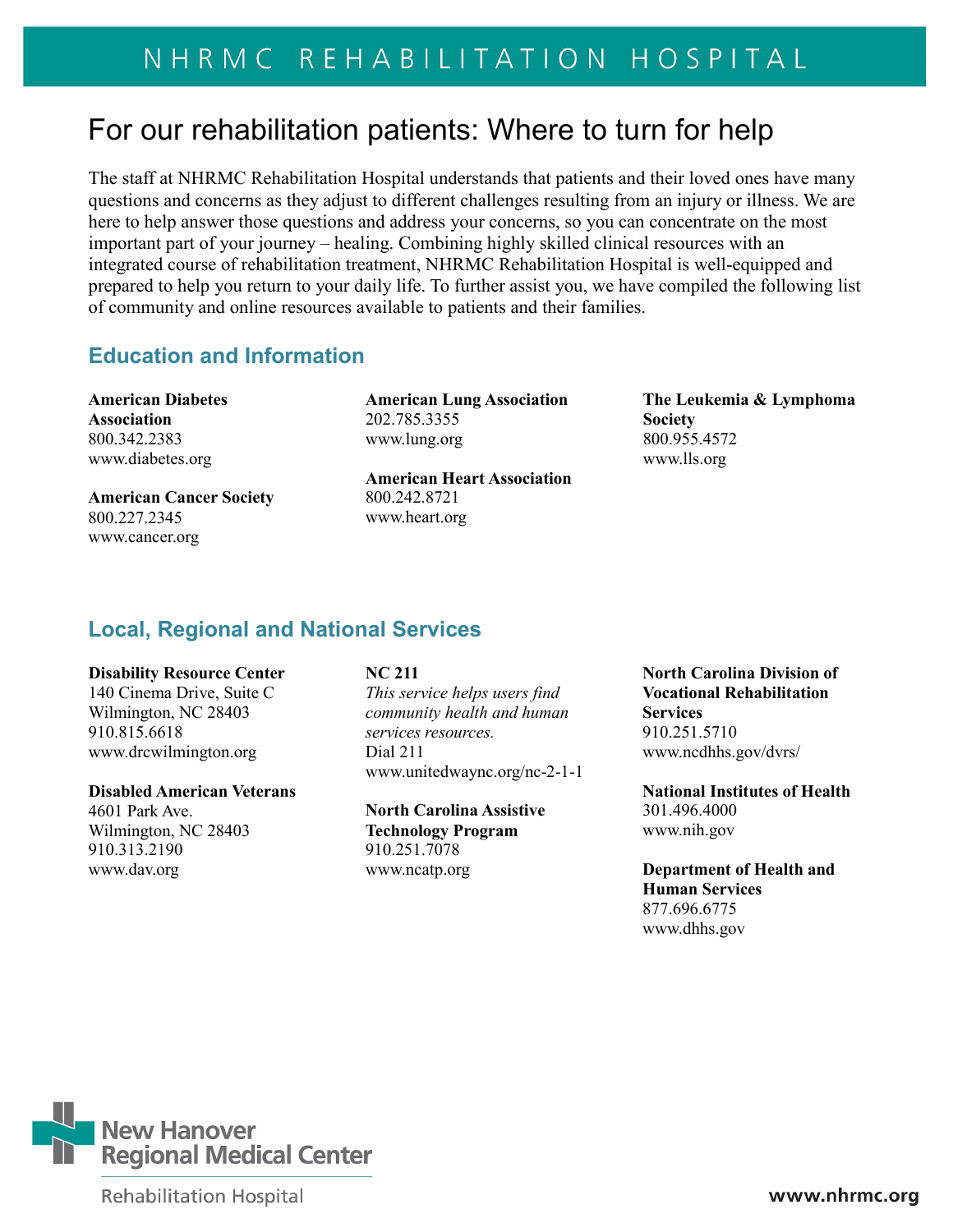# NHRMC REHABILITATION HOSPITAL

## For our rehabilitation patients: Where to turn for help

The staff at NHRMC Rehabilitation Hospital understands that patients and their loved ones have many questions and concerns as they adjust to different challenges resulting from an injury or illness. We are here to help answer those questions and address your concerns, so you can concentrate on the most important part of your journey – healing. Combining highly skilled clinical resources with an integrated course of rehabilitation treatment, NHRMC Rehabilitation Hospital is well-equipped and prepared to help you return to your daily life. To further assist you, we have compiled the following list of community and online resources available to patients and their families.

### Education and Information

**American Diabetes Association**
800.342.2383
www.diabetes.org

**American Cancer Society**
800.227.2345
www.cancer.org

**American Lung Association**
202.785.3355
www.lung.org

**American Heart Association**
800.242.8721
www.heart.org

**The Leukemia & Lymphoma Society**
800.955.4572
www.lls.org

### Local, Regional and National Services

**Disability Resource Center**
140 Cinema Drive, Suite C
Wilmington, NC 28403
910.815.6618
www.drcwilmington.org

**Disabled American Veterans**
4601 Park Ave.
Wilmington, NC 28403
910.313.2190
www.dav.org

**NC 211**
*This service helps users find community health and human services resources.*
Dial 211
www.unitedwaync.org/nc-2-1-1

**North Carolina Assistive Technology Program**
910.251.7078
www.ncatp.org

**North Carolina Division of Vocational Rehabilitation Services**
910.251.5710
www.ncdhhs.gov/dvrs/

**National Institutes of Health**
301.496.4000
www.nih.gov

**Department of Health and Human Services**
877.696.6775
www.dhhs.gov

New Hanover Regional Medical Center
Rehabilitation Hospital

www.nhrmc.org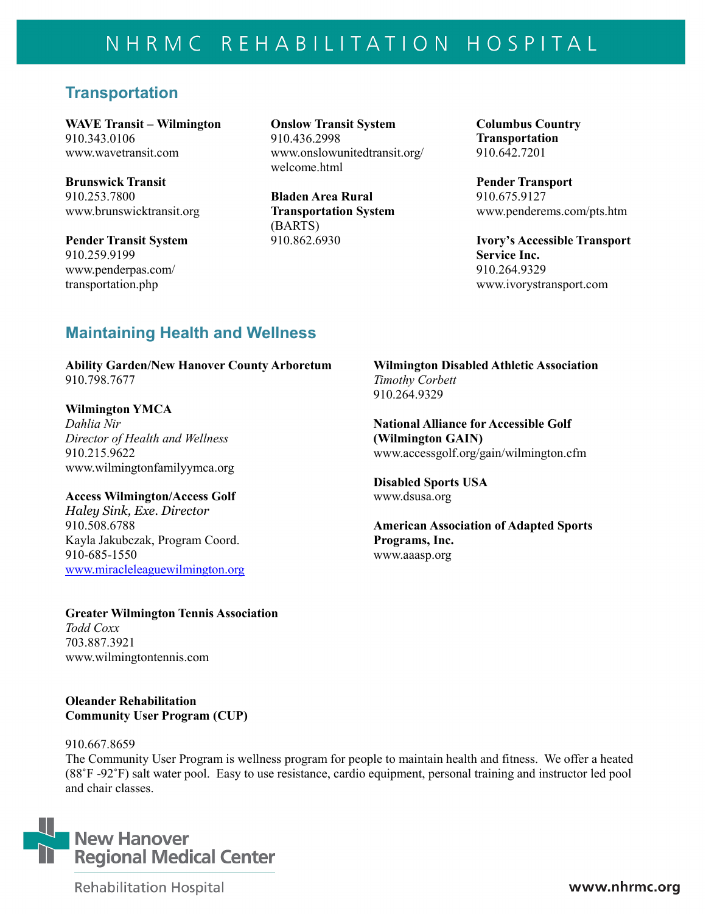# NHRMC REHABILITATION HOSPITAL

## Transportation

**WAVE Transit – Wilmington**
910.343.0106
www.wavetransit.com

**Brunswick Transit**
910.253.7800
www.brunswicktransit.org

**Pender Transit System**
910.259.9199
www.penderpas.com/transportation.php

**Onslow Transit System**
910.436.2998
www.onslowunitedtransit.org/welcome.html

**Bladen Area Rural Transportation System** (BARTS)
910.862.6930

**Columbus Country Transportation**
910.642.7201

**Pender Transport**
910.675.9127
www.penderems.com/pts.htm

**Ivory's Accessible Transport Service Inc.**
910.264.9329
www.ivorystransport.com

## Maintaining Health and Wellness

**Ability Garden/New Hanover County Arboretum**
910.798.7677

**Wilmington YMCA**
*Dahlia Nir*
*Director of Health and Wellness*
910.215.9622
www.wilmingtonfamilyymca.org

**Access Wilmington/Access Golf**
*Haley Sink, Exe. Director*
910.508.6788
Kayla Jakubczak, Program Coord.
910-685-1550
www.miracleleaguewilmington.org

**Greater Wilmington Tennis Association**
*Todd Coxx*
703.887.3921
www.wilmingtontennis.com

**Oleander Rehabilitation Community User Program (CUP)**

910.667.8659
The Community User Program is wellness program for people to maintain health and fitness. We offer a heated (88˚F -92˚F) salt water pool. Easy to use resistance, cardio equipment, personal training and instructor led pool and chair classes.

**Wilmington Disabled Athletic Association**
*Timothy Corbett*
910.264.9329

**National Alliance for Accessible Golf (Wilmington GAIN)**
www.accessgolf.org/gain/wilmington.cfm

**Disabled Sports USA**
www.dsusa.org

**American Association of Adapted Sports Programs, Inc.**
www.aaasp.org

New Hanover Regional Medical Center
Rehabilitation Hospital

www.nhrmc.org